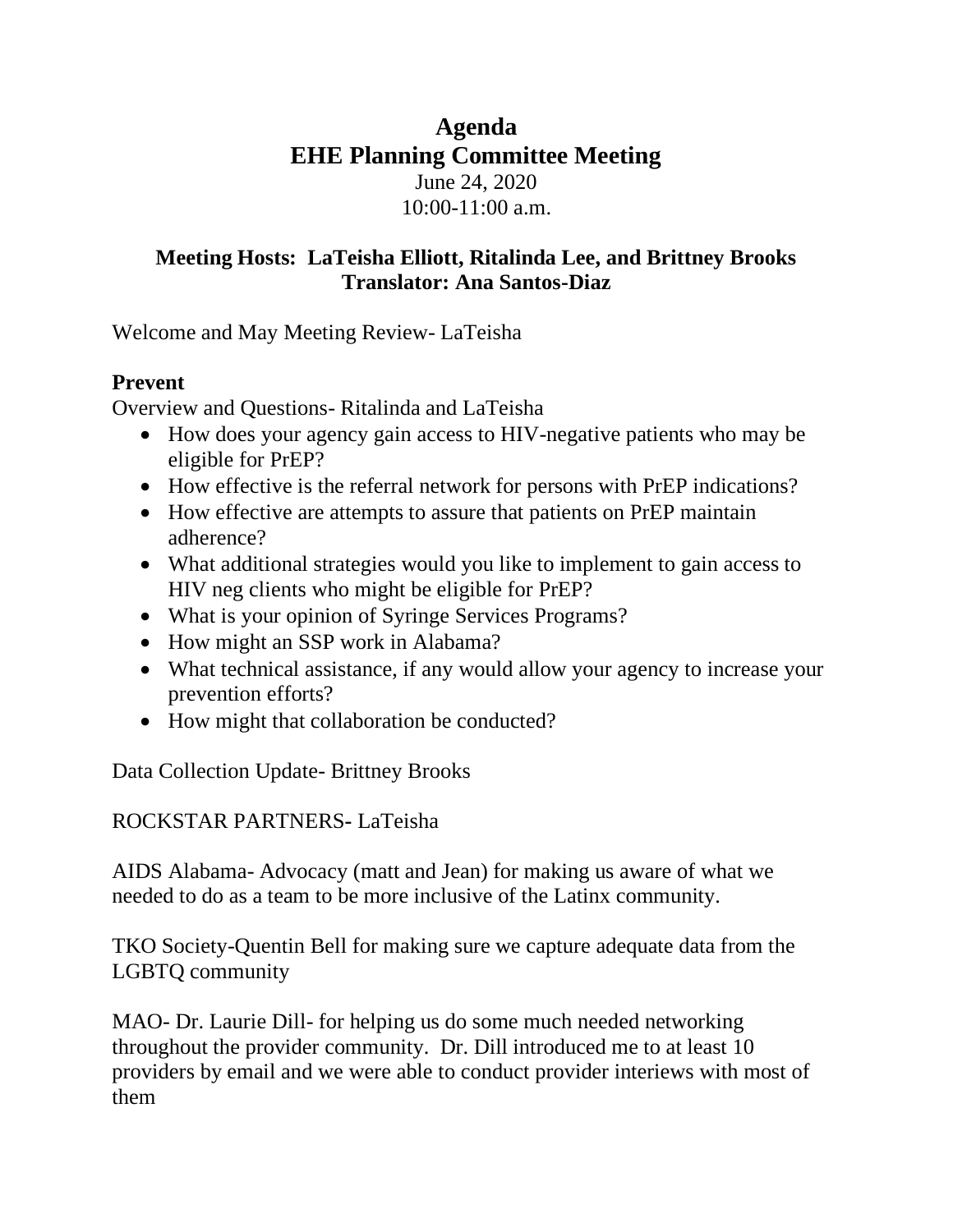# Agenda
# EHE Planning Committee Meeting

June 24, 2020

10:00-11:00 a.m.

**Meeting Hosts: LaTeisha Elliott, Ritalinda Lee, and Brittney Brooks**

**Translator: Ana Santos-Diaz**

Welcome and May Meeting Review- LaTeisha

## Prevent

Overview and Questions- Ritalinda and LaTeisha

- How does your agency gain access to HIV-negative patients who may be eligible for PrEP?
- How effective is the referral network for persons with PrEP indications?
- How effective are attempts to assure that patients on PrEP maintain adherence?
- What additional strategies would you like to implement to gain access to HIV neg clients who might be eligible for PrEP?
- What is your opinion of Syringe Services Programs?
- How might an SSP work in Alabama?
- What technical assistance, if any would allow your agency to increase your prevention efforts?
- How might that collaboration be conducted?

Data Collection Update- Brittney Brooks

ROCKSTAR PARTNERS- LaTeisha

AIDS Alabama- Advocacy (matt and Jean) for making us aware of what we needed to do as a team to be more inclusive of the Latinx community.

TKO Society-Quentin Bell for making sure we capture adequate data from the LGBTQ community

MAO- Dr. Laurie Dill- for helping us do some much needed networking throughout the provider community. Dr. Dill introduced me to at least 10 providers by email and we were able to conduct provider interiews with most of them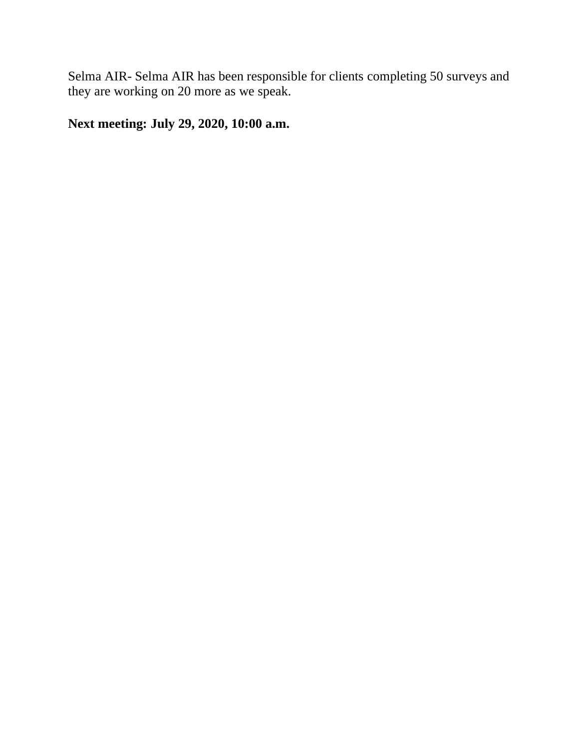Selma AIR- Selma AIR has been responsible for clients completing 50 surveys and they are working on 20 more as we speak.

**Next meeting: July 29, 2020, 10:00 a.m.**